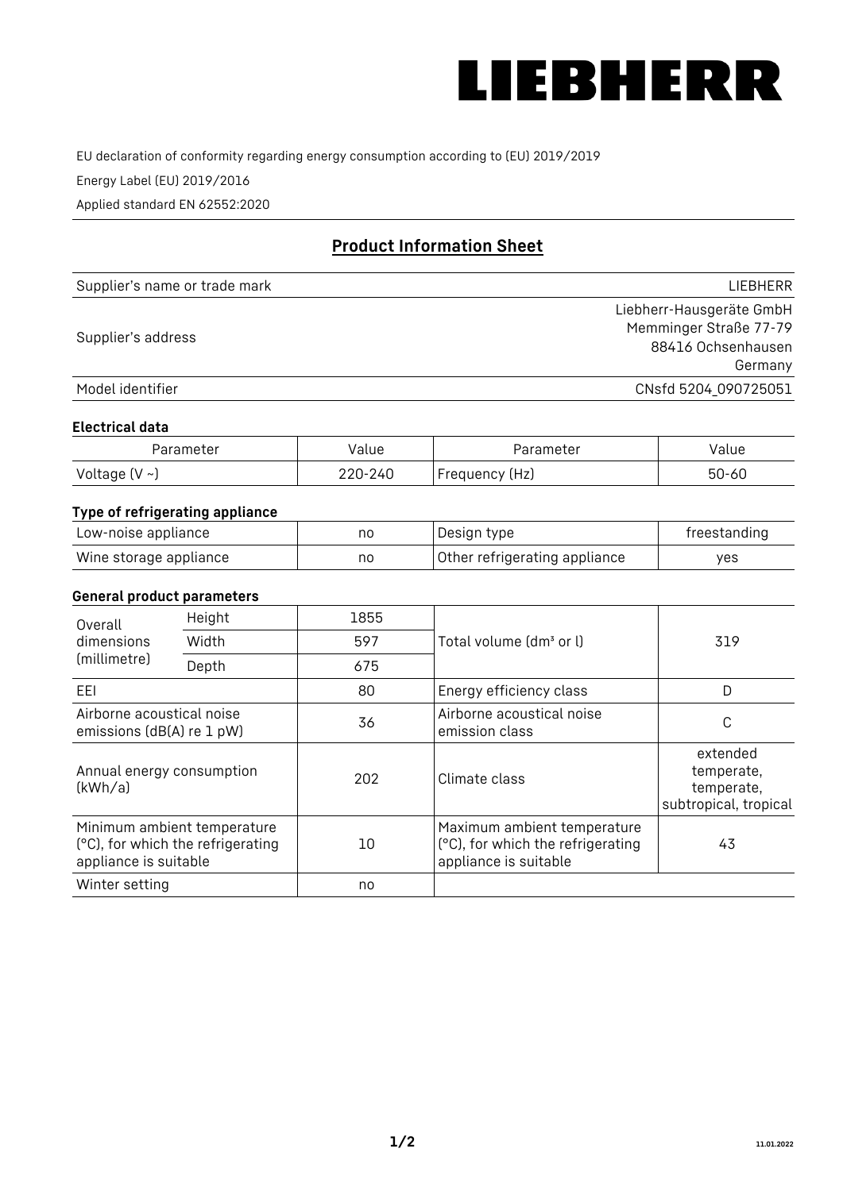# LIEBHERR

EU declaration of conformity regarding energy consumption according to (EU) 2019/2019

Energy Label (EU) 2019/2016

Applied standard EN 62552:2020

## Product Information Sheet

| | |
|---|---|
| Supplier's name or trade mark | LIEBHERR |
| Supplier's address | Liebherr-Hausgeräte GmbH<br>Memminger Straße 77-79<br>88416 Ochsenhausen<br>Germany |
| Model identifier | CNsfd 5204_090725051 |

### Electrical data

| Parameter | Value | Parameter | Value |
|---|---|---|---|
| Voltage (V ~) | 220-240 | Frequency (Hz) | 50-60 |

### Type of refrigerating appliance

| | | | |
|---|---|---|---|
| Low-noise appliance | no | Design type | freestanding |
| Wine storage appliance | no | Other refrigerating appliance | yes |

### General product parameters

| | | | | |
|---|---|---|---|---|
| Overall dimensions (millimetre) | Height | 1855 | Total volume (dm³ or l) | 319 |
| | Width | 597 | | |
| | Depth | 675 | | |
| EEI | | 80 | Energy efficiency class | D |
| Airborne acoustical noise emissions (dB(A) re 1 pW) | | 36 | Airborne acoustical noise emission class | C |
| Annual energy consumption (kWh/a) | | 202 | Climate class | extended temperate, temperate, subtropical, tropical |
| Minimum ambient temperature (°C), for which the refrigerating appliance is suitable | | 10 | Maximum ambient temperature (°C), for which the refrigerating appliance is suitable | 43 |
| Winter setting | | no | | |

11.01.2022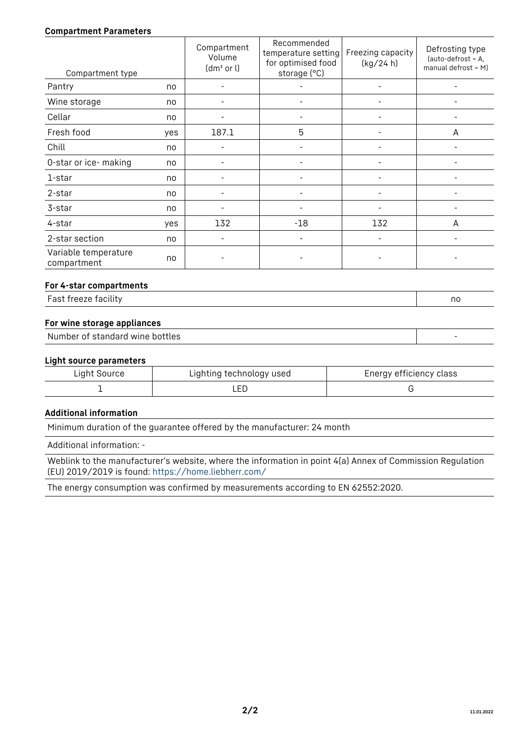**Compartment Parameters**

| Compartment type | | Compartment Volume (dm³ or l) | Recommended temperature setting for optimised food storage (°C) | Freezing capacity (kg/24 h) | Defrosting type (auto-defrost = A, manual defrost = M) |
|---|---|---|---|---|---|
| Pantry | no | - | - | - | - |
| Wine storage | no | - | - | - | - |
| Cellar | no | - | - | - | - |
| Fresh food | yes | 187.1 | 5 | - | A |
| Chill | no | - | - | - | - |
| 0-star or ice- making | no | - | - | - | - |
| 1-star | no | - | - | - | - |
| 2-star | no | - | - | - | - |
| 3-star | no | - | - | - | - |
| 4-star | yes | 132 | -18 | 132 | A |
| 2-star section | no | - | - | - | - |
| Variable temperature compartment | no | - | - | - | - |

**For 4-star compartments**

| | |
|---|---|
| Fast freeze facility | no |

**For wine storage appliances**

| | |
|---|---|
| Number of standard wine bottles | - |

**Light source parameters**

| Light Source | Lighting technology used | Energy efficiency class |
|---|---|---|
| 1 | LED | G |

**Additional information**

Minimum duration of the guarantee offered by the manufacturer: 24 month

Additional information: -

Weblink to the manufacturer's website, where the information in point 4(a) Annex of Commission Regulation (EU) 2019/2019 is found: https://home.liebherr.com/

The energy consumption was confirmed by measurements according to EN 62552:2020.

11.01.2022